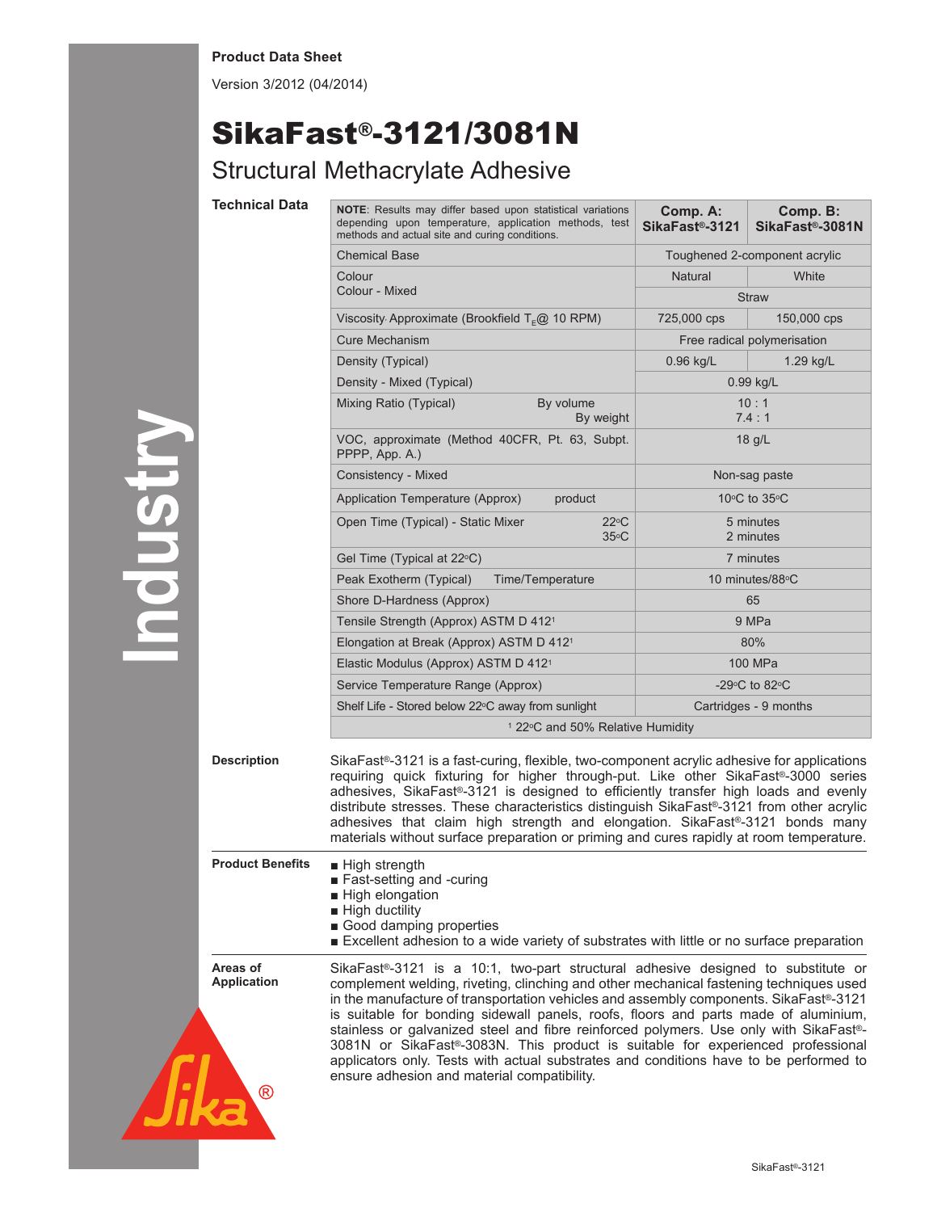**Product Data Sheet**

Version 3/2012 (04/2014)

# SikaFast®-3121/3081N

## Structural Methacrylate Adhesive

### Technical Data

| **NOTE**: Results may differ based upon statistical variations depending upon temperature, application methods, test methods and actual site and curing conditions. | **Comp. A: SikaFast®-3121** | **Comp. B: SikaFast®-3081N** |
|---|---|---|
| Chemical Base | Toughened 2-component acrylic | |
| Colour | Natural | White |
| Colour - Mixed | Straw | |
| Viscosity Approximate (Brookfield $T_E$@ 10 RPM) | 725,000 cps | 150,000 cps |
| Cure Mechanism | Free radical polymerisation | |
| Density (Typical) | 0.96 kg/L | 1.29 kg/L |
| Density - Mixed (Typical) | 0.99 kg/L | |
| Mixing Ratio (Typical) By volume / By weight | 10 : 1 / 7.4 : 1 | |
| VOC, approximate (Method 40CFR, Pt. 63, Subpt. PPPP, App. A.) | 18 g/L | |
| Consistency - Mixed | Non-sag paste | |
| Application Temperature (Approx) product | 10°C to 35°C | |
| Open Time (Typical) - Static Mixer 22°C / 35°C | 5 minutes / 2 minutes | |
| Gel Time (Typical at 22°C) | 7 minutes | |
| Peak Exotherm (Typical) Time/Temperature | 10 minutes/88°C | |
| Shore D-Hardness (Approx) | 65 | |
| Tensile Strength (Approx) ASTM D 412[1] | 9 MPa | |
| Elongation at Break (Approx) ASTM D 412[1] | 80% | |
| Elastic Modulus (Approx) ASTM D 412[1] | 100 MPa | |
| Service Temperature Range (Approx) | -29°C to 82°C | |
| Shelf Life - Stored below 22°C away from sunlight | Cartridges - 9 months | |

[1] 22°C and 50% Relative Humidity

### Description

SikaFast®-3121 is a fast-curing, flexible, two-component acrylic adhesive for applications requiring quick fixturing for higher through-put. Like other SikaFast®-3000 series adhesives, SikaFast®-3121 is designed to efficiently transfer high loads and evenly distribute stresses. These characteristics distinguish SikaFast®-3121 from other acrylic adhesives that claim high strength and elongation. SikaFast®-3121 bonds many materials without surface preparation or priming and cures rapidly at room temperature.

### Product Benefits

- High strength
- Fast-setting and -curing
- High elongation
- High ductility
- Good damping properties
- Excellent adhesion to a wide variety of substrates with little or no surface preparation

### Areas of Application

SikaFast®-3121 is a 10:1, two-part structural adhesive designed to substitute or complement welding, riveting, clinching and other mechanical fastening techniques used in the manufacture of transportation vehicles and assembly components. SikaFast®-3121 is suitable for bonding sidewall panels, roofs, floors and parts made of aluminium, stainless or galvanized steel and fibre reinforced polymers. Use only with SikaFast®-3081N or SikaFast®-3083N. This product is suitable for experienced professional applicators only. Tests with actual substrates and conditions have to be performed to ensure adhesion and material compatibility.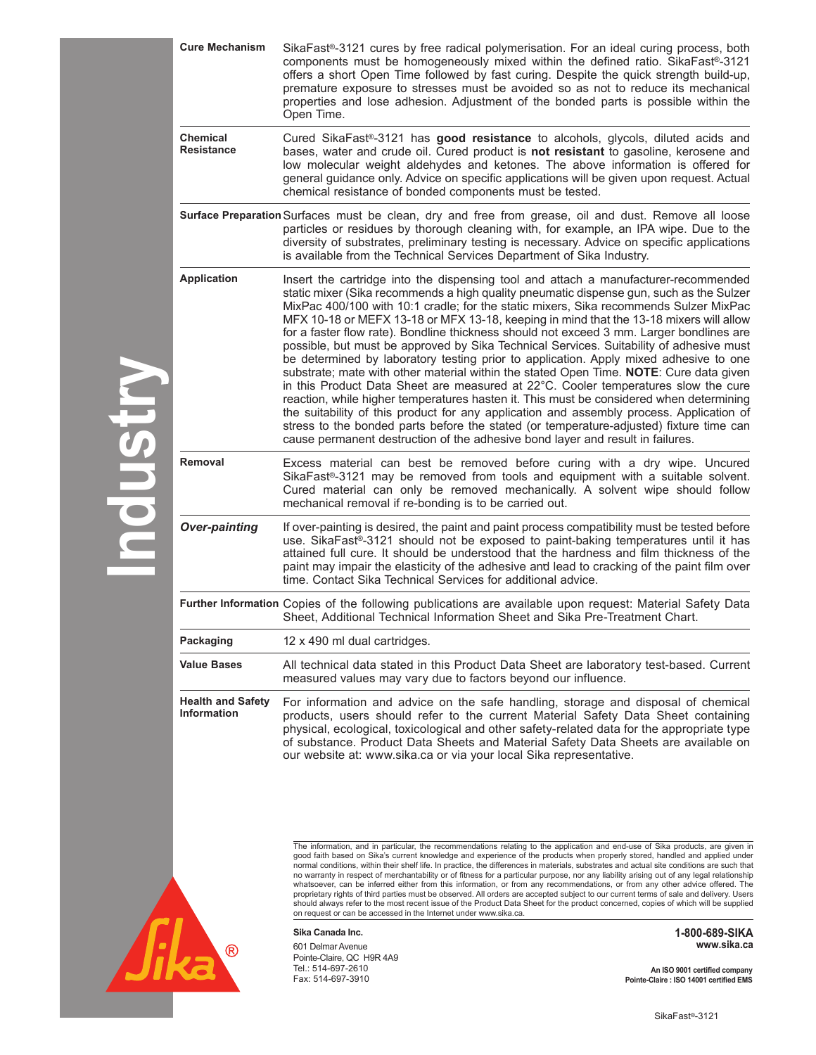| | |
|---|---|
| **Cure Mechanism** | SikaFast®-3121 cures by free radical polymerisation. For an ideal curing process, both components must be homogeneously mixed within the defined ratio. SikaFast®-3121 offers a short Open Time followed by fast curing. Despite the quick strength build-up, premature exposure to stresses must be avoided so as not to reduce its mechanical properties and lose adhesion. Adjustment of the bonded parts is possible within the Open Time. |
| **Chemical Resistance** | Cured SikaFast®-3121 has **good resistance** to alcohols, glycols, diluted acids and bases, water and crude oil. Cured product is **not resistant** to gasoline, kerosene and low molecular weight aldehydes and ketones. The above information is offered for general guidance only. Advice on specific applications will be given upon request. Actual chemical resistance of bonded components must be tested. |
| **Surface Preparation** | Surfaces must be clean, dry and free from grease, oil and dust. Remove all loose particles or residues by thorough cleaning with, for example, an IPA wipe. Due to the diversity of substrates, preliminary testing is necessary. Advice on specific applications is available from the Technical Services Department of Sika Industry. |
| **Application** | Insert the cartridge into the dispensing tool and attach a manufacturer-recommended static mixer (Sika recommends a high quality pneumatic dispense gun, such as the Sulzer MixPac 400/100 with 10:1 cradle; for the static mixers, Sika recommends Sulzer MixPac MFX 10-18 or MEFX 13-18 or MFX 13-18, keeping in mind that the 13-18 mixers will allow for a faster flow rate). Bondline thickness should not exceed 3 mm. Larger bondlines are possible, but must be approved by Sika Technical Services. Suitability of adhesive must be determined by laboratory testing prior to application. Apply mixed adhesive to one substrate; mate with other material within the stated Open Time. **NOTE**: Cure data given in this Product Data Sheet are measured at 22°C. Cooler temperatures slow the cure reaction, while higher temperatures hasten it. This must be considered when determining the suitability of this product for any application and assembly process. Application of stress to the bonded parts before the stated (or temperature-adjusted) fixture time can cause permanent destruction of the adhesive bond layer and result in failures. |
| **Removal** | Excess material can best be removed before curing with a dry wipe. Uncured SikaFast®-3121 may be removed from tools and equipment with a suitable solvent. Cured material can only be removed mechanically. A solvent wipe should follow mechanical removal if re-bonding is to be carried out. |
| ***Over-painting*** | If over-painting is desired, the paint and paint process compatibility must be tested before use. SikaFast®-3121 should not be exposed to paint-baking temperatures until it has attained full cure. It should be understood that the hardness and film thickness of the paint may impair the elasticity of the adhesive and lead to cracking of the paint film over time. Contact Sika Technical Services for additional advice. |
| **Further Information** | Copies of the following publications are available upon request: Material Safety Data Sheet, Additional Technical Information Sheet and Sika Pre-Treatment Chart. |
| **Packaging** | 12 x 490 ml dual cartridges. |
| **Value Bases** | All technical data stated in this Product Data Sheet are laboratory test-based. Current measured values may vary due to factors beyond our influence. |
| **Health and Safety Information** | For information and advice on the safe handling, storage and disposal of chemical products, users should refer to the current Material Safety Data Sheet containing physical, ecological, toxicological and other safety-related data for the appropriate type of substance. Product Data Sheets and Material Safety Data Sheets are available on our website at: www.sika.ca or via your local Sika representative. |

The information, and in particular, the recommendations relating to the application and end-use of Sika products, are given in good faith based on Sika's current knowledge and experience of the products when properly stored, handled and applied under normal conditions, within their shelf life. In practice, the differences in materials, substrates and actual site conditions are such that no warranty in respect of merchantability or of fitness for a particular purpose, nor any liability arising out of any legal relationship whatsoever, can be inferred either from this information, or from any recommendations, or from any other advice offered. The proprietary rights of third parties must be observed. All orders are accepted subject to our current terms of sale and delivery. Users should always refer to the most recent issue of the Product Data Sheet for the product concerned, copies of which will be supplied on request or can be accessed in the Internet under www.sika.ca.

**Sika Canada Inc.**
601 Delmar Avenue
Pointe-Claire, QC H9R 4A9
Tel.: 514-697-2610
Fax: 514-697-3910

**1-800-689-SIKA**
**www.sika.ca**

**An ISO 9001 certified company**
**Pointe-Claire : ISO 14001 certified EMS**